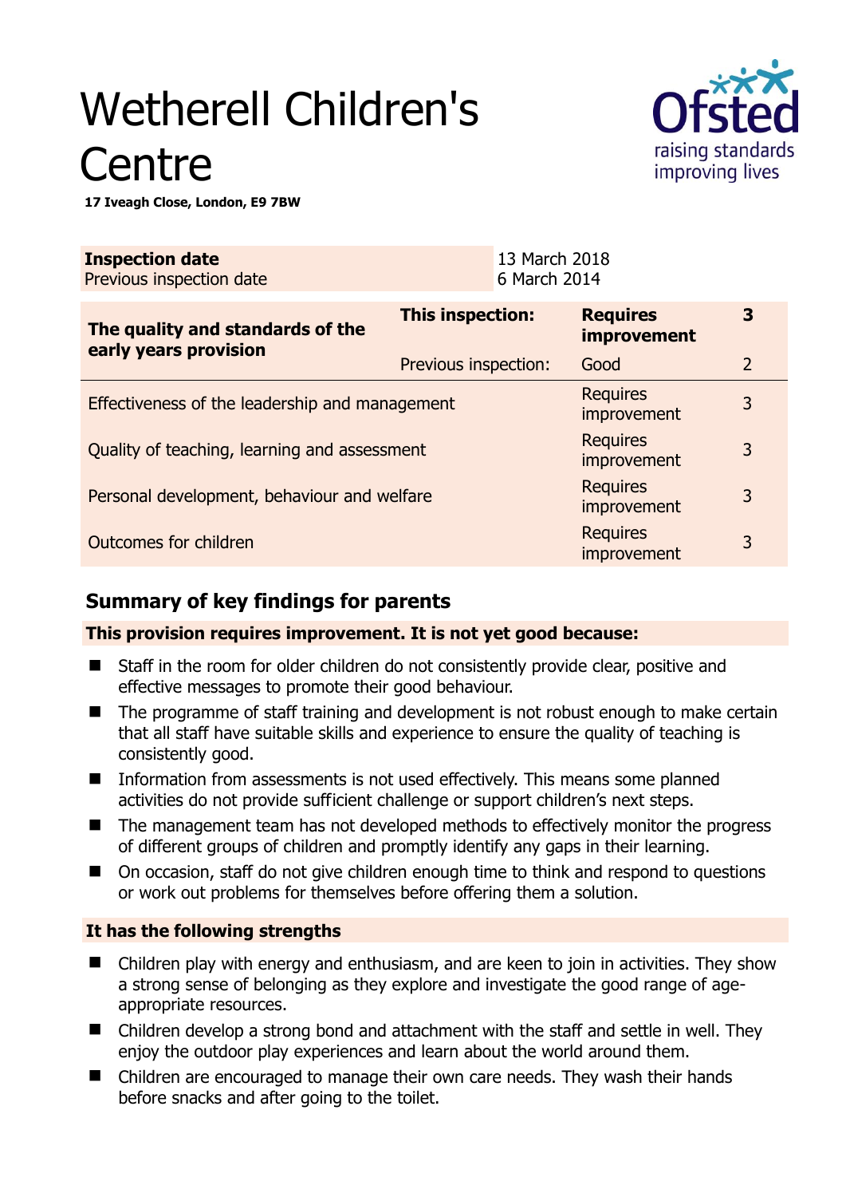# Wetherell Children's Centre

**17 Iveagh Close, London, E9 7BW**

| **Inspection date** | 13 March 2018 |
|---|---|
| Previous inspection date | 6 March 2014 |

| **The quality and standards of the early years provision** | **This inspection:** | **Requires improvement** | **3** |
|---|---|---|---|
| | Previous inspection: | Good | 2 |
| Effectiveness of the leadership and management | | Requires improvement | 3 |
| Quality of teaching, learning and assessment | | Requires improvement | 3 |
| Personal development, behaviour and welfare | | Requires improvement | 3 |
| Outcomes for children | | Requires improvement | 3 |

## Summary of key findings for parents

**This provision requires improvement. It is not yet good because:**

- Staff in the room for older children do not consistently provide clear, positive and effective messages to promote their good behaviour.
- The programme of staff training and development is not robust enough to make certain that all staff have suitable skills and experience to ensure the quality of teaching is consistently good.
- Information from assessments is not used effectively. This means some planned activities do not provide sufficient challenge or support children's next steps.
- The management team has not developed methods to effectively monitor the progress of different groups of children and promptly identify any gaps in their learning.
- On occasion, staff do not give children enough time to think and respond to questions or work out problems for themselves before offering them a solution.

**It has the following strengths**

- Children play with energy and enthusiasm, and are keen to join in activities. They show a strong sense of belonging as they explore and investigate the good range of age-appropriate resources.
- Children develop a strong bond and attachment with the staff and settle in well. They enjoy the outdoor play experiences and learn about the world around them.
- Children are encouraged to manage their own care needs. They wash their hands before snacks and after going to the toilet.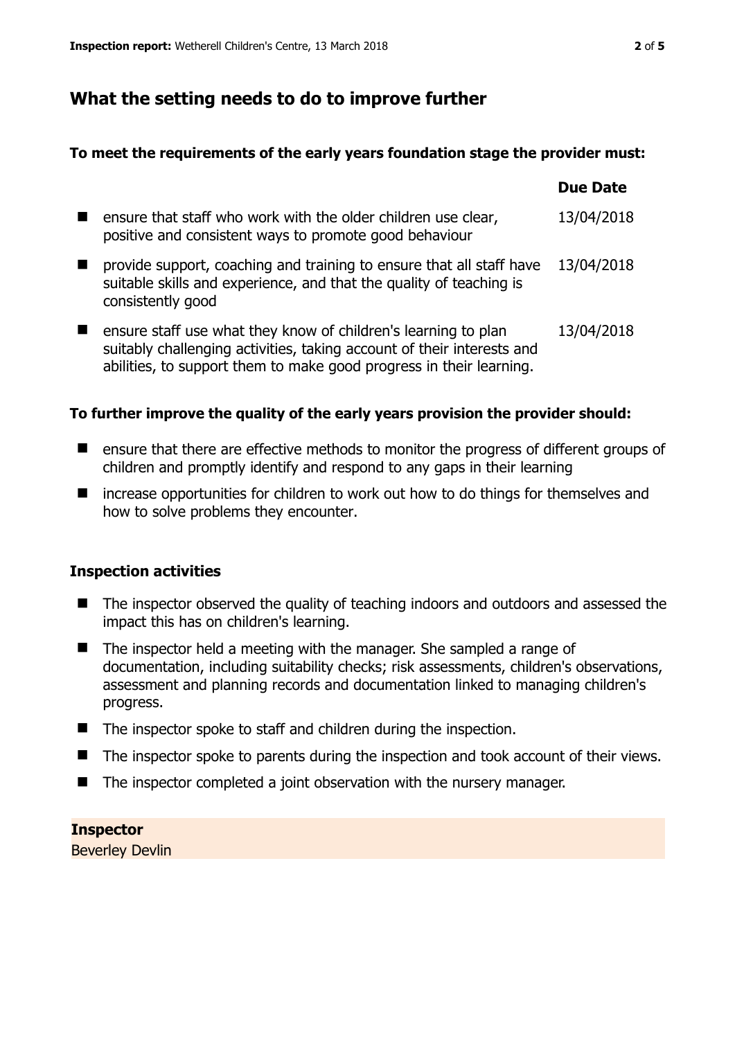## What the setting needs to do to improve further

**To meet the requirements of the early years foundation stage the provider must:**

| | Due Date |
|---|---|
| ensure that staff who work with the older children use clear, positive and consistent ways to promote good behaviour | 13/04/2018 |
| provide support, coaching and training to ensure that all staff have suitable skills and experience, and that the quality of teaching is consistently good | 13/04/2018 |
| ensure staff use what they know of children's learning to plan suitably challenging activities, taking account of their interests and abilities, to support them to make good progress in their learning. | 13/04/2018 |

**To further improve the quality of the early years provision the provider should:**

- ensure that there are effective methods to monitor the progress of different groups of children and promptly identify and respond to any gaps in their learning
- increase opportunities for children to work out how to do things for themselves and how to solve problems they encounter.

### Inspection activities

- The inspector observed the quality of teaching indoors and outdoors and assessed the impact this has on children's learning.
- The inspector held a meeting with the manager. She sampled a range of documentation, including suitability checks; risk assessments, children's observations, assessment and planning records and documentation linked to managing children's progress.
- The inspector spoke to staff and children during the inspection.
- The inspector spoke to parents during the inspection and took account of their views.
- The inspector completed a joint observation with the nursery manager.

**Inspector**
Beverley Devlin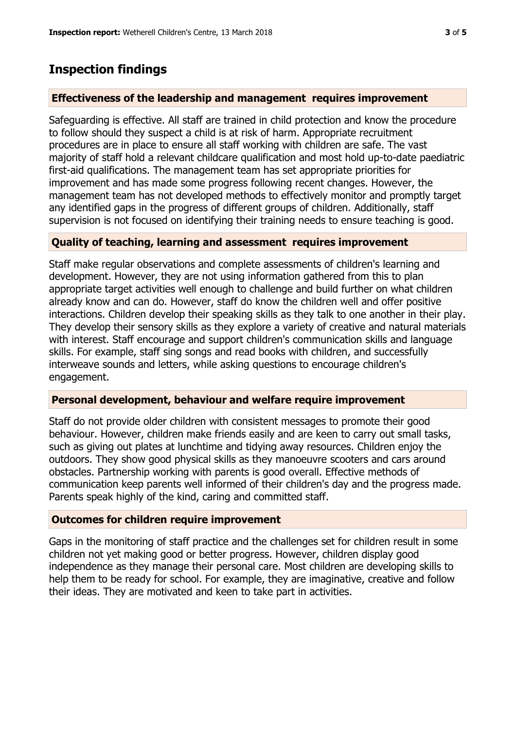## Inspection findings

### Effectiveness of the leadership and management requires improvement

Safeguarding is effective. All staff are trained in child protection and know the procedure to follow should they suspect a child is at risk of harm. Appropriate recruitment procedures are in place to ensure all staff working with children are safe. The vast majority of staff hold a relevant childcare qualification and most hold up-to-date paediatric first-aid qualifications. The management team has set appropriate priorities for improvement and has made some progress following recent changes. However, the management team has not developed methods to effectively monitor and promptly target any identified gaps in the progress of different groups of children. Additionally, staff supervision is not focused on identifying their training needs to ensure teaching is good.

### Quality of teaching, learning and assessment requires improvement

Staff make regular observations and complete assessments of children's learning and development. However, they are not using information gathered from this to plan appropriate target activities well enough to challenge and build further on what children already know and can do. However, staff do know the children well and offer positive interactions. Children develop their speaking skills as they talk to one another in their play. They develop their sensory skills as they explore a variety of creative and natural materials with interest. Staff encourage and support children's communication skills and language skills. For example, staff sing songs and read books with children, and successfully interweave sounds and letters, while asking questions to encourage children's engagement.

### Personal development, behaviour and welfare require improvement

Staff do not provide older children with consistent messages to promote their good behaviour. However, children make friends easily and are keen to carry out small tasks, such as giving out plates at lunchtime and tidying away resources. Children enjoy the outdoors. They show good physical skills as they manoeuvre scooters and cars around obstacles. Partnership working with parents is good overall. Effective methods of communication keep parents well informed of their children's day and the progress made. Parents speak highly of the kind, caring and committed staff.

### Outcomes for children require improvement

Gaps in the monitoring of staff practice and the challenges set for children result in some children not yet making good or better progress. However, children display good independence as they manage their personal care. Most children are developing skills to help them to be ready for school. For example, they are imaginative, creative and follow their ideas. They are motivated and keen to take part in activities.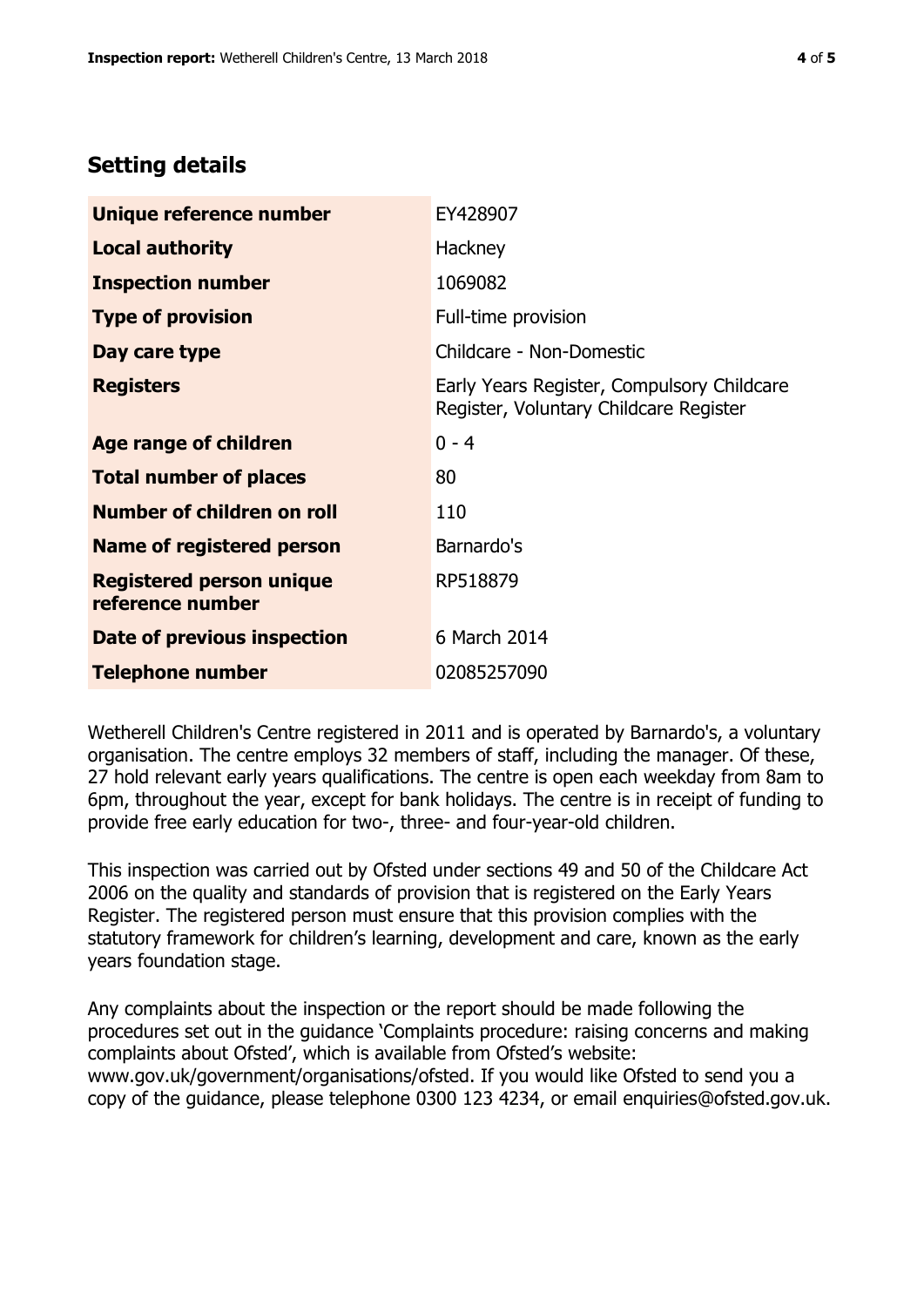## Setting details

| | |
|---|---|
| **Unique reference number** | EY428907 |
| **Local authority** | Hackney |
| **Inspection number** | 1069082 |
| **Type of provision** | Full-time provision |
| **Day care type** | Childcare - Non-Domestic |
| **Registers** | Early Years Register, Compulsory Childcare Register, Voluntary Childcare Register |
| **Age range of children** | 0 - 4 |
| **Total number of places** | 80 |
| **Number of children on roll** | 110 |
| **Name of registered person** | Barnardo's |
| **Registered person unique reference number** | RP518879 |
| **Date of previous inspection** | 6 March 2014 |
| **Telephone number** | 02085257090 |

Wetherell Children's Centre registered in 2011 and is operated by Barnardo's, a voluntary organisation. The centre employs 32 members of staff, including the manager. Of these, 27 hold relevant early years qualifications. The centre is open each weekday from 8am to 6pm, throughout the year, except for bank holidays. The centre is in receipt of funding to provide free early education for two-, three- and four-year-old children.

This inspection was carried out by Ofsted under sections 49 and 50 of the Childcare Act 2006 on the quality and standards of provision that is registered on the Early Years Register. The registered person must ensure that this provision complies with the statutory framework for children's learning, development and care, known as the early years foundation stage.

Any complaints about the inspection or the report should be made following the procedures set out in the guidance 'Complaints procedure: raising concerns and making complaints about Ofsted', which is available from Ofsted's website: www.gov.uk/government/organisations/ofsted. If you would like Ofsted to send you a copy of the guidance, please telephone 0300 123 4234, or email enquiries@ofsted.gov.uk.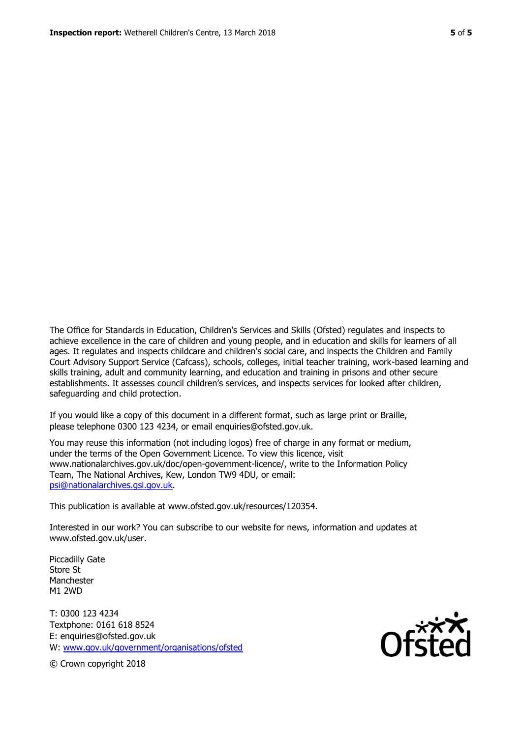The Office for Standards in Education, Children's Services and Skills (Ofsted) regulates and inspects to achieve excellence in the care of children and young people, and in education and skills for learners of all ages. It regulates and inspects childcare and children's social care, and inspects the Children and Family Court Advisory Support Service (Cafcass), schools, colleges, initial teacher training, work-based learning and skills training, adult and community learning, and education and training in prisons and other secure establishments. It assesses council children's services, and inspects services for looked after children, safeguarding and child protection.

If you would like a copy of this document in a different format, such as large print or Braille, please telephone 0300 123 4234, or email enquiries@ofsted.gov.uk.

You may reuse this information (not including logos) free of charge in any format or medium, under the terms of the Open Government Licence. To view this licence, visit www.nationalarchives.gov.uk/doc/open-government-licence/, write to the Information Policy Team, The National Archives, Kew, London TW9 4DU, or email: psi@nationalarchives.gsi.gov.uk.

This publication is available at www.ofsted.gov.uk/resources/120354.

Interested in our work? You can subscribe to our website for news, information and updates at www.ofsted.gov.uk/user.

Piccadilly Gate
Store St
Manchester
M1 2WD

T: 0300 123 4234
Textphone: 0161 618 8524
E: enquiries@ofsted.gov.uk
W: www.gov.uk/government/organisations/ofsted

© Crown copyright 2018